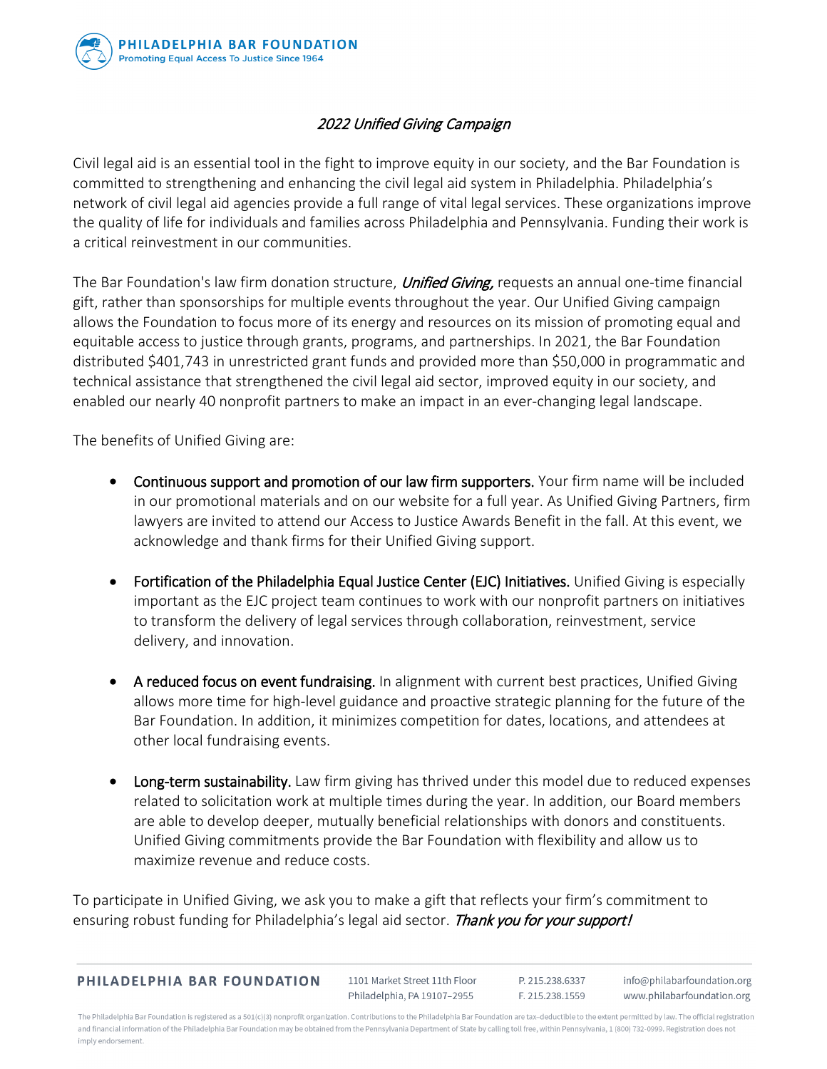**PHILADELPHIA BAR FOUNDATION**
Promoting Equal Access To Justice Since 1964

*2022 Unified Giving Campaign*

Civil legal aid is an essential tool in the fight to improve equity in our society, and the Bar Foundation is committed to strengthening and enhancing the civil legal aid system in Philadelphia. Philadelphia's network of civil legal aid agencies provide a full range of vital legal services. These organizations improve the quality of life for individuals and families across Philadelphia and Pennsylvania. Funding their work is a critical reinvestment in our communities.

The Bar Foundation's law firm donation structure, ***Unified Giving,*** requests an annual one-time financial gift, rather than sponsorships for multiple events throughout the year. Our Unified Giving campaign allows the Foundation to focus more of its energy and resources on its mission of promoting equal and equitable access to justice through grants, programs, and partnerships. In 2021, the Bar Foundation distributed $401,743 in unrestricted grant funds and provided more than $50,000 in programmatic and technical assistance that strengthened the civil legal aid sector, improved equity in our society, and enabled our nearly 40 nonprofit partners to make an impact in an ever-changing legal landscape.

The benefits of Unified Giving are:

- **Continuous support and promotion of our law firm supporters.** Your firm name will be included in our promotional materials and on our website for a full year. As Unified Giving Partners, firm lawyers are invited to attend our Access to Justice Awards Benefit in the fall. At this event, we acknowledge and thank firms for their Unified Giving support.

- **Fortification of the Philadelphia Equal Justice Center (EJC) Initiatives.** Unified Giving is especially important as the EJC project team continues to work with our nonprofit partners on initiatives to transform the delivery of legal services through collaboration, reinvestment, service delivery, and innovation.

- **A reduced focus on event fundraising.** In alignment with current best practices, Unified Giving allows more time for high-level guidance and proactive strategic planning for the future of the Bar Foundation. In addition, it minimizes competition for dates, locations, and attendees at other local fundraising events.

- **Long-term sustainability.** Law firm giving has thrived under this model due to reduced expenses related to solicitation work at multiple times during the year. In addition, our Board members are able to develop deeper, mutually beneficial relationships with donors and constituents. Unified Giving commitments provide the Bar Foundation with flexibility and allow us to maximize revenue and reduce costs.

To participate in Unified Giving, we ask you to make a gift that reflects your firm's commitment to ensuring robust funding for Philadelphia's legal aid sector. ***Thank you for your support!***

**PHILADELPHIA BAR FOUNDATION** 1101 Market Street 11th Floor Philadelphia, PA 19107–2955 P. 215.238.6337 F. 215.238.1559 info@philabarfoundation.org www.philabarfoundation.org

The Philadelphia Bar Foundation is registered as a 501(c)(3) nonprofit organization. Contributions to the Philadelphia Bar Foundation are tax-deductible to the extent permitted by law. The official registration and financial information of the Philadelphia Bar Foundation may be obtained from the Pennsylvania Department of State by calling toll free, within Pennsylvania, 1 (800) 732-0999. Registration does not imply endorsement.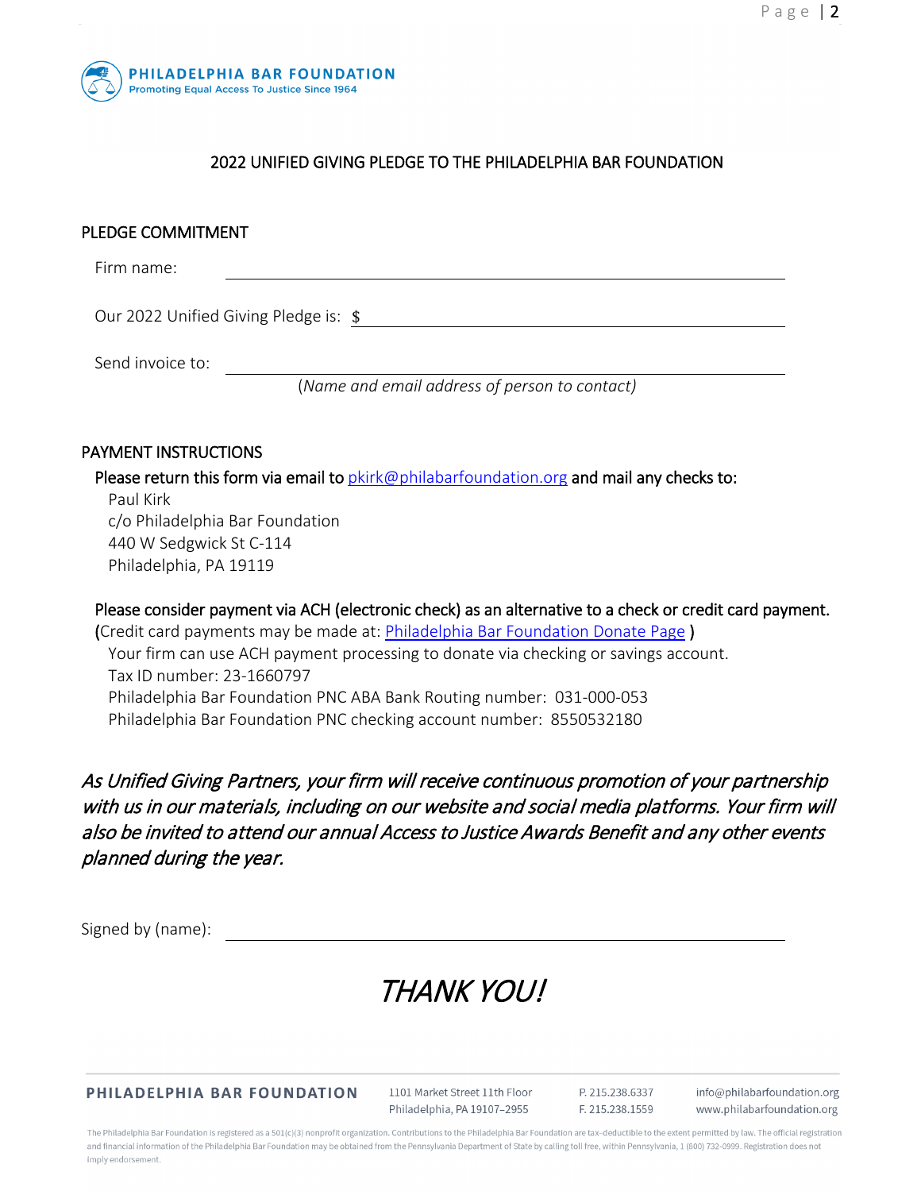**PHILADELPHIA BAR FOUNDATION**
Promoting Equal Access To Justice Since 1964

# 2022 UNIFIED GIVING PLEDGE TO THE PHILADELPHIA BAR FOUNDATION

## PLEDGE COMMITMENT

Firm name: ______________________________

Our 2022 Unified Giving Pledge is: $ ______________________________

Send invoice to: ______________________________
*(Name and email address of person to contact)*

## PAYMENT INSTRUCTIONS

Please return this form via email to [pkirk@philabarfoundation.org](mailto:pkirk@philabarfoundation.org) and mail any checks to:

Paul Kirk
c/o Philadelphia Bar Foundation
440 W Sedgwick St C-114
Philadelphia, PA 19119

Please consider payment via ACH (electronic check) as an alternative to a check or credit card payment.
(Credit card payments may be made at: Philadelphia Bar Foundation Donate Page )

Your firm can use ACH payment processing to donate via checking or savings account.
Tax ID number: 23-1660797
Philadelphia Bar Foundation PNC ABA Bank Routing number: 031-000-053
Philadelphia Bar Foundation PNC checking account number: 8550532180

*As Unified Giving Partners, your firm will receive continuous promotion of your partnership with us in our materials, including on our website and social media platforms. Your firm will also be invited to attend our annual Access to Justice Awards Benefit and any other events planned during the year.*

Signed by (name): ______________________________

*THANK YOU!*

PHILADELPHIA BAR FOUNDATION | 1101 Market Street 11th Floor, Philadelphia, PA 19107–2955 | P. 215.238.6337 | F. 215.238.1559 | info@philabarfoundation.org | www.philabarfoundation.org

The Philadelphia Bar Foundation is registered as a 501(c)(3) nonprofit organization. Contributions to the Philadelphia Bar Foundation are tax-deductible to the extent permitted by law. The official registration and financial information of the Philadelphia Bar Foundation may be obtained from the Pennsylvania Department of State by calling toll free, within Pennsylvania, 1 (800) 732-0999. Registration does not imply endorsement.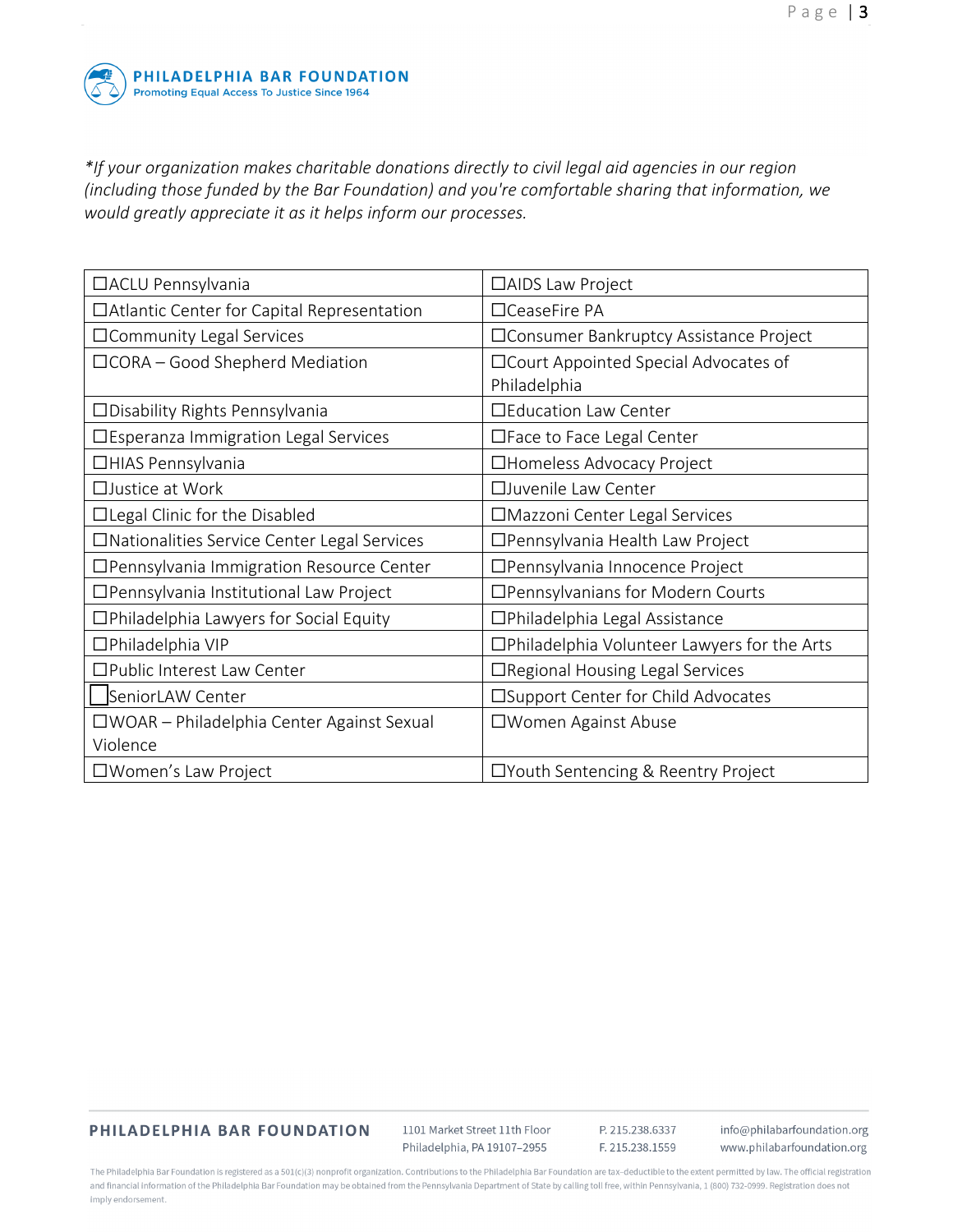*\*If your organization makes charitable donations directly to civil legal aid agencies in our region (including those funded by the Bar Foundation) and you're comfortable sharing that information, we would greatly appreciate it as it helps inform our processes.*

| | |
|---|---|
| ☐ACLU Pennsylvania | ☐AIDS Law Project |
| ☐Atlantic Center for Capital Representation | ☐CeaseFire PA |
| ☐Community Legal Services | ☐Consumer Bankruptcy Assistance Project |
| ☐CORA – Good Shepherd Mediation | ☐Court Appointed Special Advocates of Philadelphia |
| ☐Disability Rights Pennsylvania | ☐Education Law Center |
| ☐Esperanza Immigration Legal Services | ☐Face to Face Legal Center |
| ☐HIAS Pennsylvania | ☐Homeless Advocacy Project |
| ☐Justice at Work | ☐Juvenile Law Center |
| ☐Legal Clinic for the Disabled | ☐Mazzoni Center Legal Services |
| ☐Nationalities Service Center Legal Services | ☐Pennsylvania Health Law Project |
| ☐Pennsylvania Immigration Resource Center | ☐Pennsylvania Innocence Project |
| ☐Pennsylvania Institutional Law Project | ☐Pennsylvanians for Modern Courts |
| ☐Philadelphia Lawyers for Social Equity | ☐Philadelphia Legal Assistance |
| ☐Philadelphia VIP | ☐Philadelphia Volunteer Lawyers for the Arts |
| ☐Public Interest Law Center | ☐Regional Housing Legal Services |
| ☐SeniorLAW Center | ☐Support Center for Child Advocates |
| ☐WOAR – Philadelphia Center Against Sexual Violence | ☐Women Against Abuse |
| ☐Women's Law Project | ☐Youth Sentencing & Reentry Project |